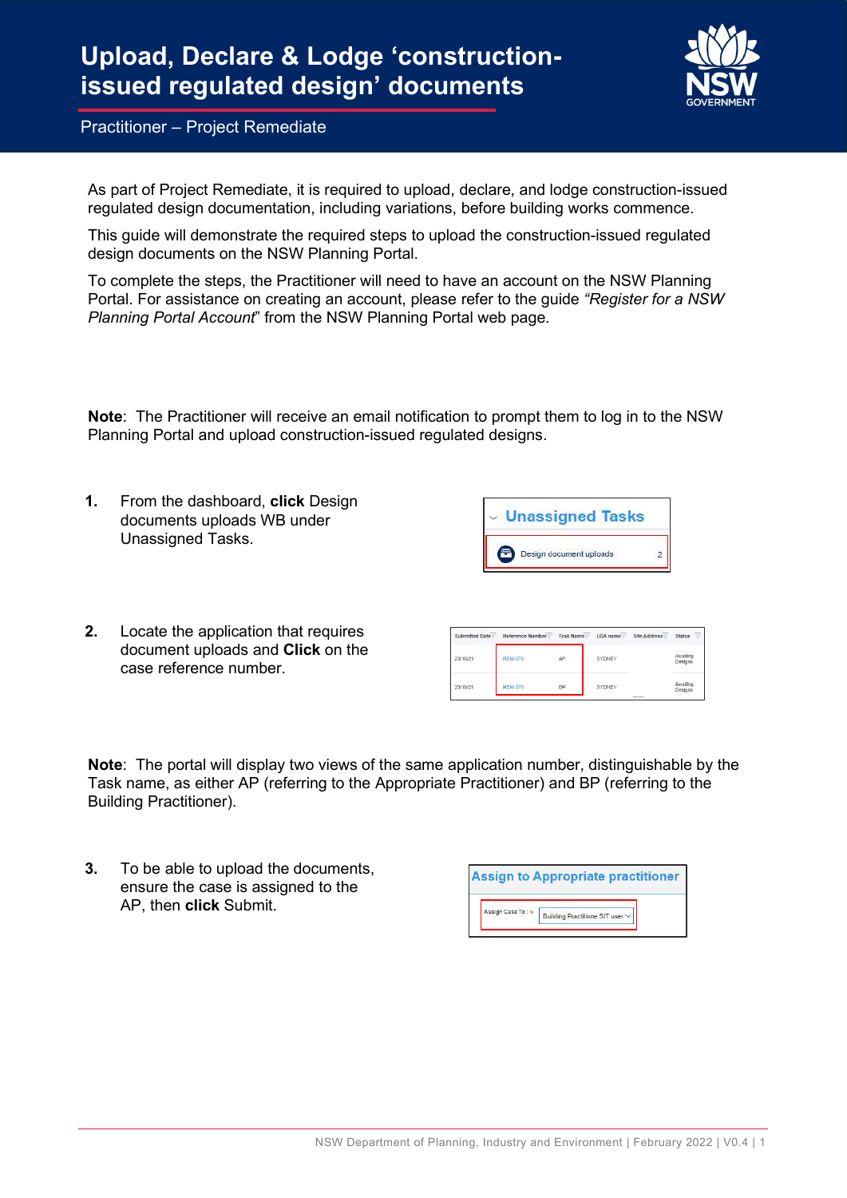# Upload, Declare & Lodge 'construction-issued regulated design' documents

Practitioner – Project Remediate

As part of Project Remediate, it is required to upload, declare, and lodge construction-issued regulated design documentation, including variations, before building works commence.

This guide will demonstrate the required steps to upload the construction-issued regulated design documents on the NSW Planning Portal.

To complete the steps, the Practitioner will need to have an account on the NSW Planning Portal. For assistance on creating an account, please refer to the guide *"Register for a NSW Planning Portal Account*" from the NSW Planning Portal web page.

**Note**: The Practitioner will receive an email notification to prompt them to log in to the NSW Planning Portal and upload construction-issued regulated designs.

1. From the dashboard, **click** Design documents uploads WB under Unassigned Tasks.

2. Locate the application that requires document uploads and **Click** on the case reference number.

**Note**: The portal will display two views of the same application number, distinguishable by the Task name, as either AP (referring to the Appropriate Practitioner) and BP (referring to the Building Practitioner).

3. To be able to upload the documents, ensure the case is assigned to the AP, then **click** Submit.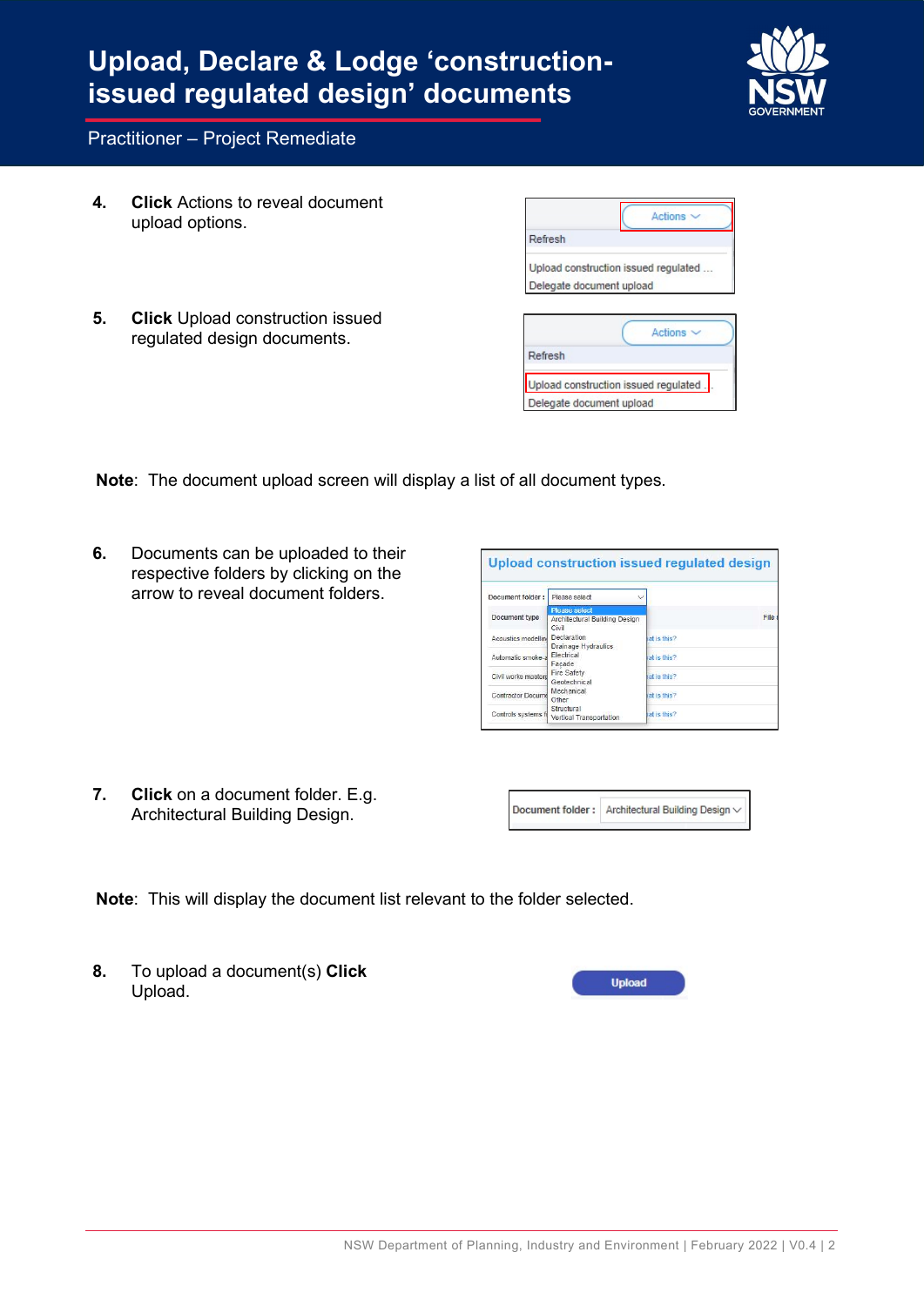# Upload, Declare & Lodge 'construction-issued regulated design' documents

Practitioner – Project Remediate

4. **Click** Actions to reveal document upload options.

5. **Click** Upload construction issued regulated design documents.

**Note**: The document upload screen will display a list of all document types.

6. Documents can be uploaded to their respective folders by clicking on the arrow to reveal document folders.

7. **Click** on a document folder. E.g. Architectural Building Design.

**Note**: This will display the document list relevant to the folder selected.

8. To upload a document(s) **Click** Upload.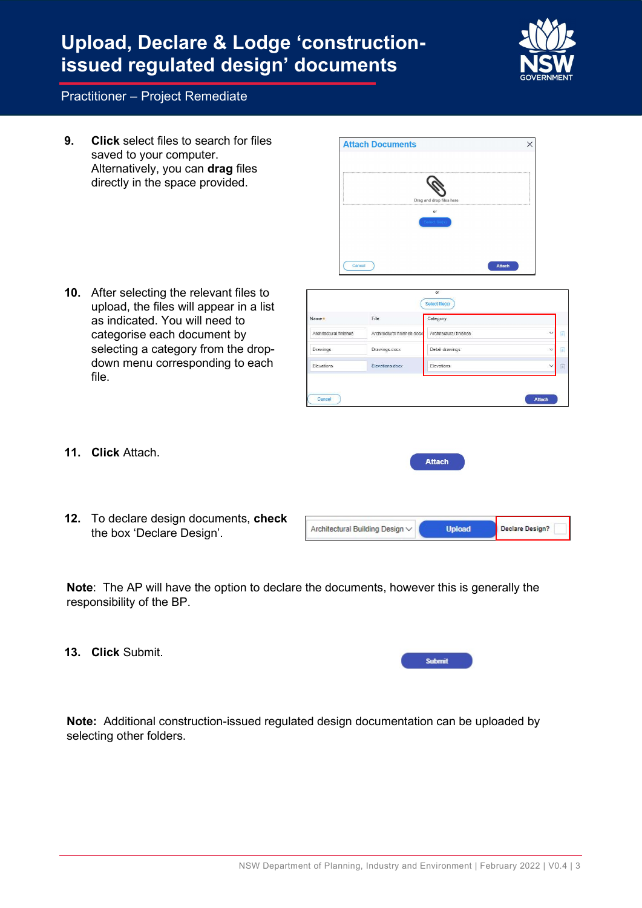# Upload, Declare & Lodge 'construction-issued regulated design' documents

Practitioner – Project Remediate

9. **Click** select files to search for files saved to your computer. Alternatively, you can **drag** files directly in the space provided.

10. After selecting the relevant files to upload, the files will appear in a list as indicated. You will need to categorise each document by selecting a category from the drop-down menu corresponding to each file.

11. **Click** Attach.

12. To declare design documents, **check** the box 'Declare Design'.

**Note**: The AP will have the option to declare the documents, however this is generally the responsibility of the BP.

13. **Click** Submit.

**Note:** Additional construction-issued regulated design documentation can be uploaded by selecting other folders.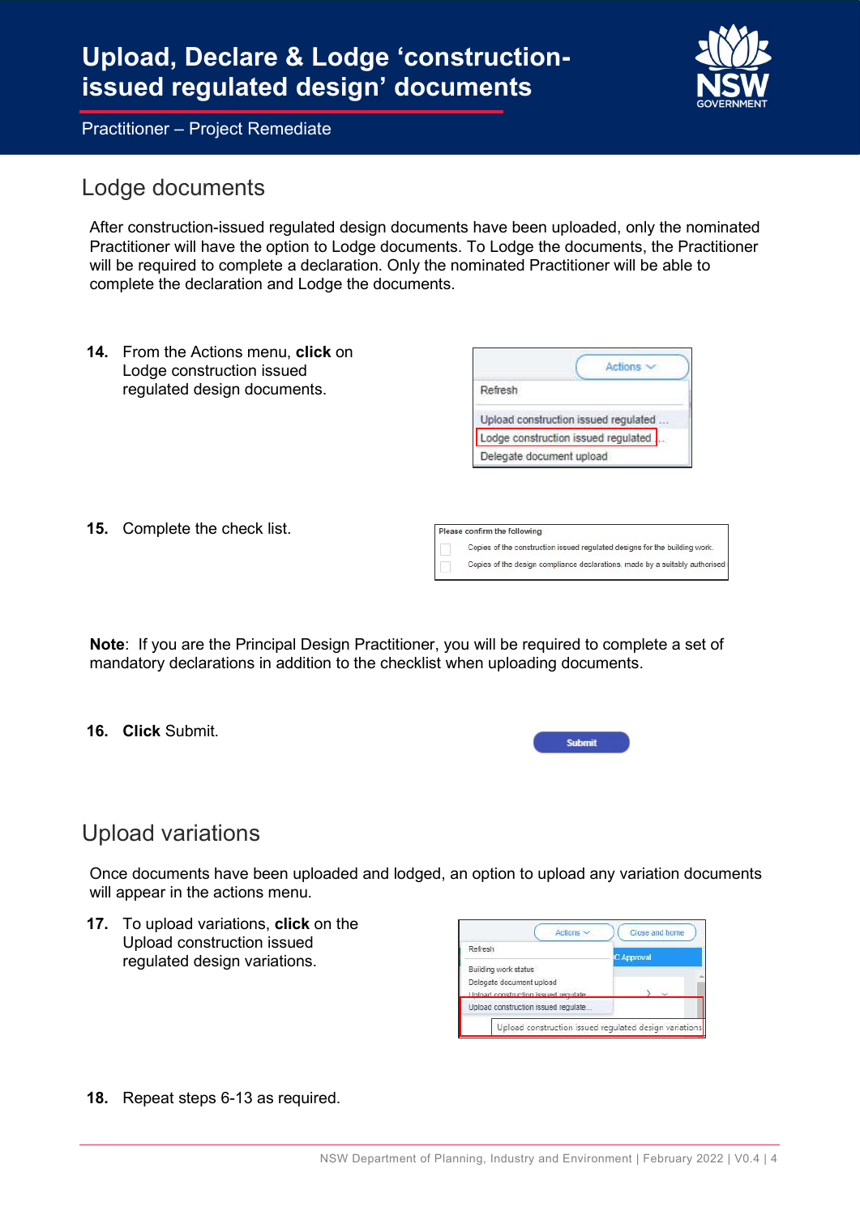# Upload, Declare & Lodge 'construction-issued regulated design' documents

Practitioner – Project Remediate

## Lodge documents

After construction-issued regulated design documents have been uploaded, only the nominated Practitioner will have the option to Lodge documents. To Lodge the documents, the Practitioner will be required to complete a declaration. Only the nominated Practitioner will be able to complete the declaration and Lodge the documents.

14. From the Actions menu, **click** on Lodge construction issued regulated design documents.

15. Complete the check list.

**Note**: If you are the Principal Design Practitioner, you will be required to complete a set of mandatory declarations in addition to the checklist when uploading documents.

16. **Click** Submit.

## Upload variations

Once documents have been uploaded and lodged, an option to upload any variation documents will appear in the actions menu.

17. To upload variations, **click** on the Upload construction issued regulated design variations.

18. Repeat steps 6-13 as required.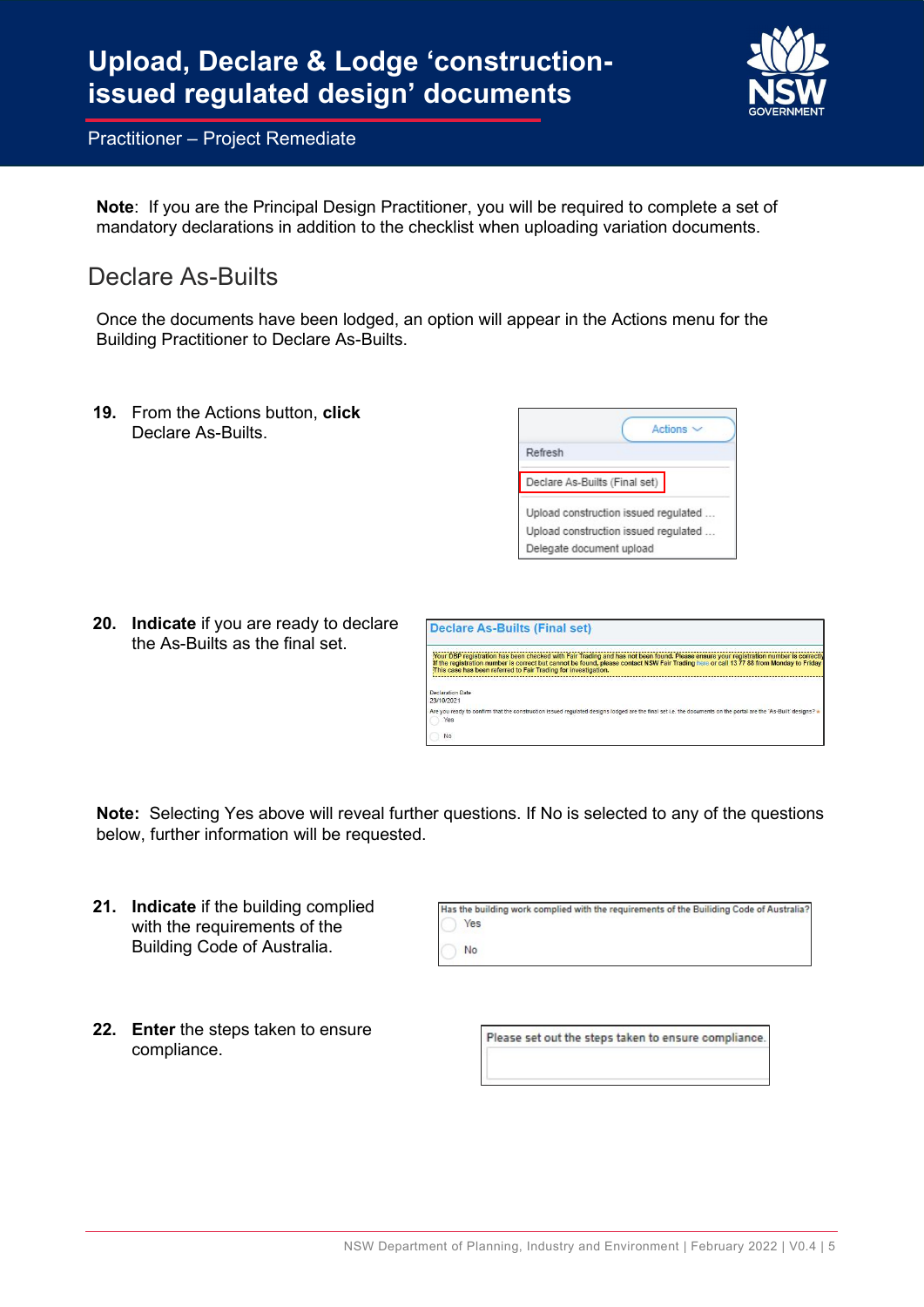**Note**: If you are the Principal Design Practitioner, you will be required to complete a set of mandatory declarations in addition to the checklist when uploading variation documents.

## Declare As-Builts

Once the documents have been lodged, an option will appear in the Actions menu for the Building Practitioner to Declare As-Builts.

19. From the Actions button, **click** Declare As-Builts.

20. **Indicate** if you are ready to declare the As-Builts as the final set.

**Note:** Selecting Yes above will reveal further questions. If No is selected to any of the questions below, further information will be requested.

21. **Indicate** if the building complied with the requirements of the Building Code of Australia.

22. **Enter** the steps taken to ensure compliance.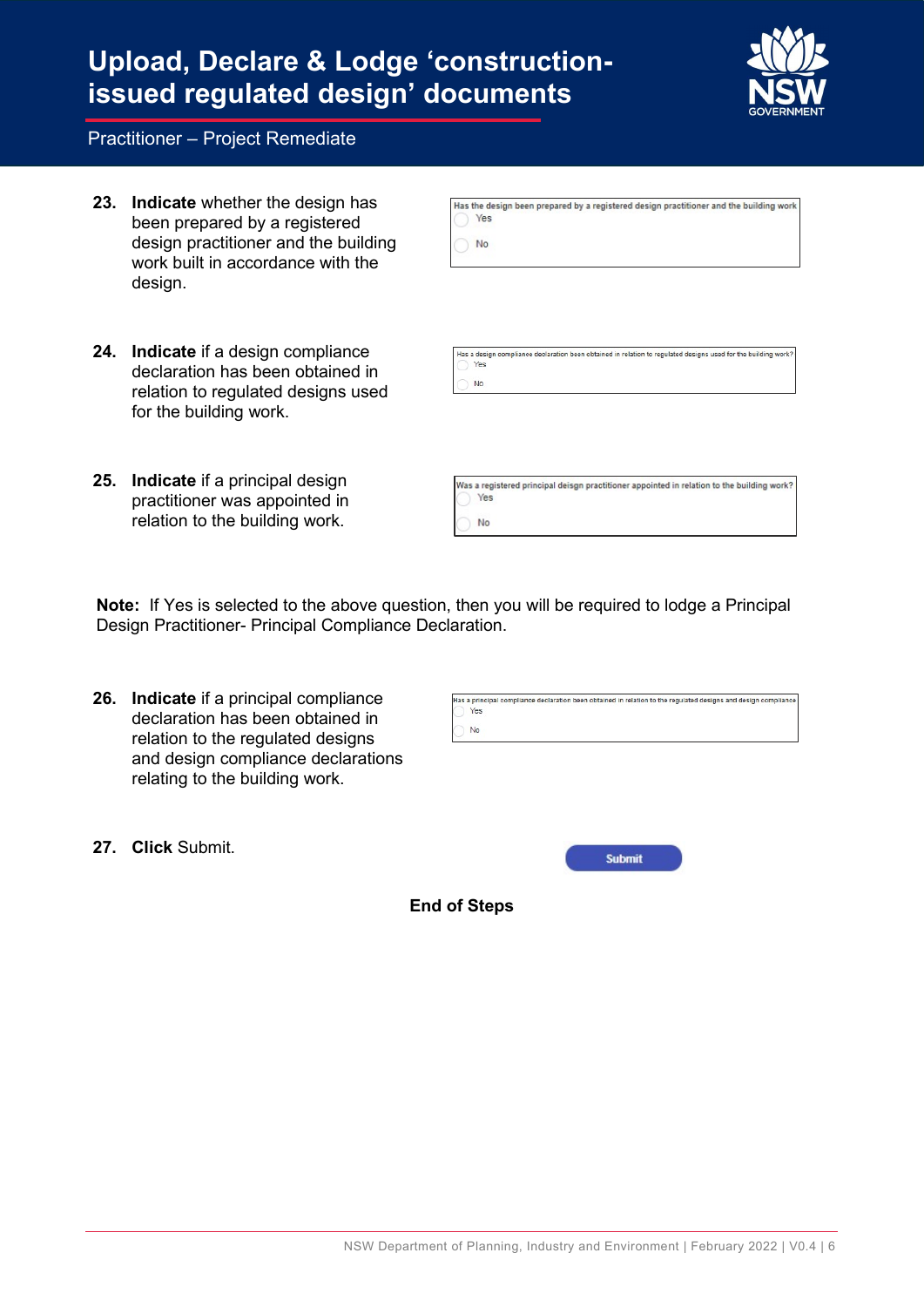# Upload, Declare & Lodge 'construction-issued regulated design' documents

Practitioner – Project Remediate

23. **Indicate** whether the design has been prepared by a registered design practitioner and the building work built in accordance with the design.

    Has the design been prepared by a registered design practitioner and the building work
    - Yes
    - No

24. **Indicate** if a design compliance declaration has been obtained in relation to regulated designs used for the building work.

    Has a design compliance declaration been obtained in relation to regulated designs used for the building work?
    - Yes
    - No

25. **Indicate** if a principal design practitioner was appointed in relation to the building work.

    Was a registered principal deisgn practitioner appointed in relation to the building work?
    - Yes
    - No

**Note:** If Yes is selected to the above question, then you will be required to lodge a Principal Design Practitioner- Principal Compliance Declaration.

26. **Indicate** if a principal compliance declaration has been obtained in relation to the regulated designs and design compliance declarations relating to the building work.

    Has a principal compliance declaration been obtained in relation to the regulated designs and design compliance
    - Yes
    - No

27. **Click** Submit.

    Submit

**End of Steps**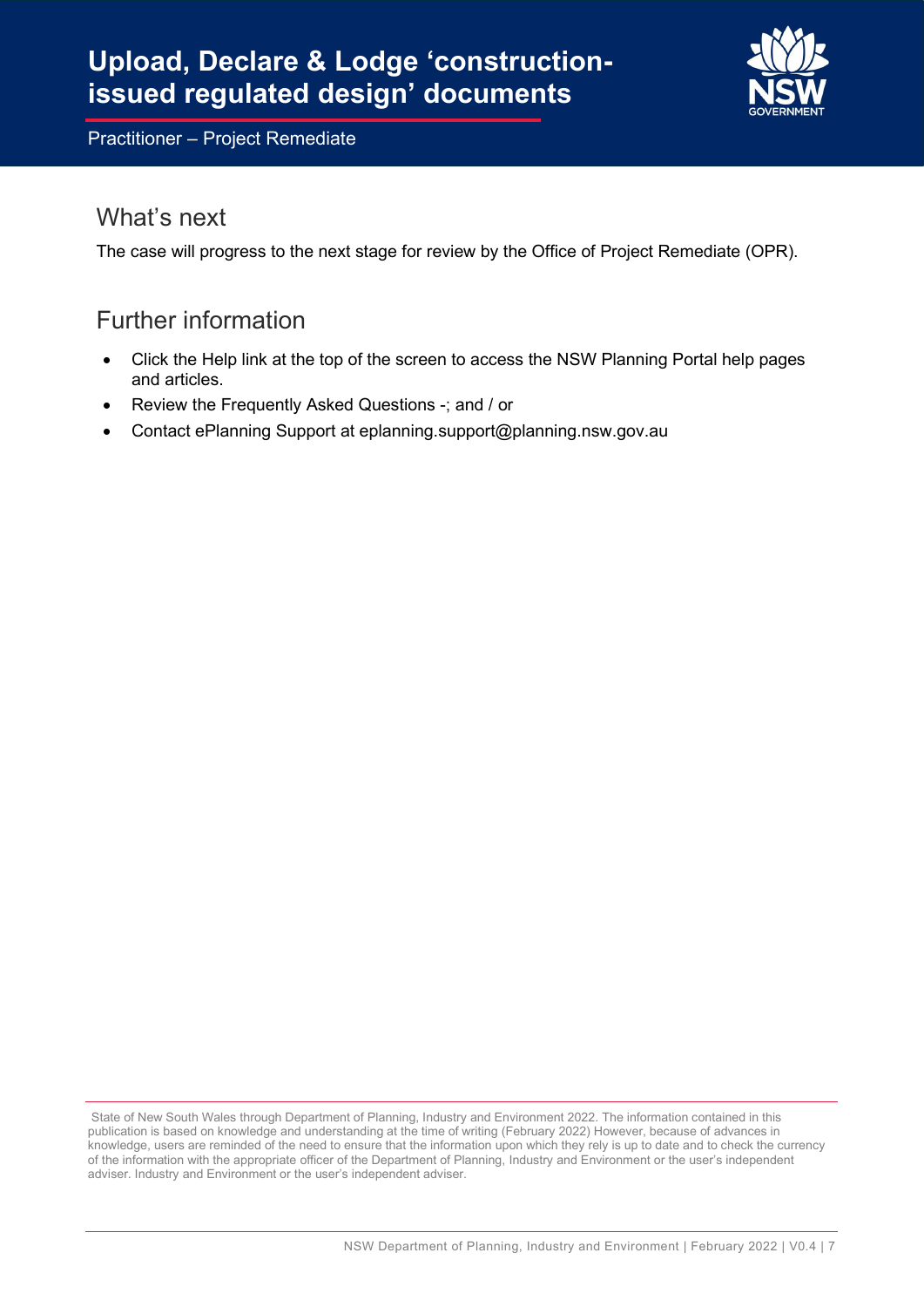# Upload, Declare & Lodge 'construction-issued regulated design' documents

Practitioner – Project Remediate

## What's next

The case will progress to the next stage for review by the Office of Project Remediate (OPR).

## Further information

- Click the Help link at the top of the screen to access the NSW Planning Portal help pages and articles.
- Review the Frequently Asked Questions -; and / or
- Contact ePlanning Support at eplanning.support@planning.nsw.gov.au

State of New South Wales through Department of Planning, Industry and Environment 2022. The information contained in this publication is based on knowledge and understanding at the time of writing (February 2022) However, because of advances in knowledge, users are reminded of the need to ensure that the information upon which they rely is up to date and to check the currency of the information with the appropriate officer of the Department of Planning, Industry and Environment or the user's independent adviser. Industry and Environment or the user's independent adviser.